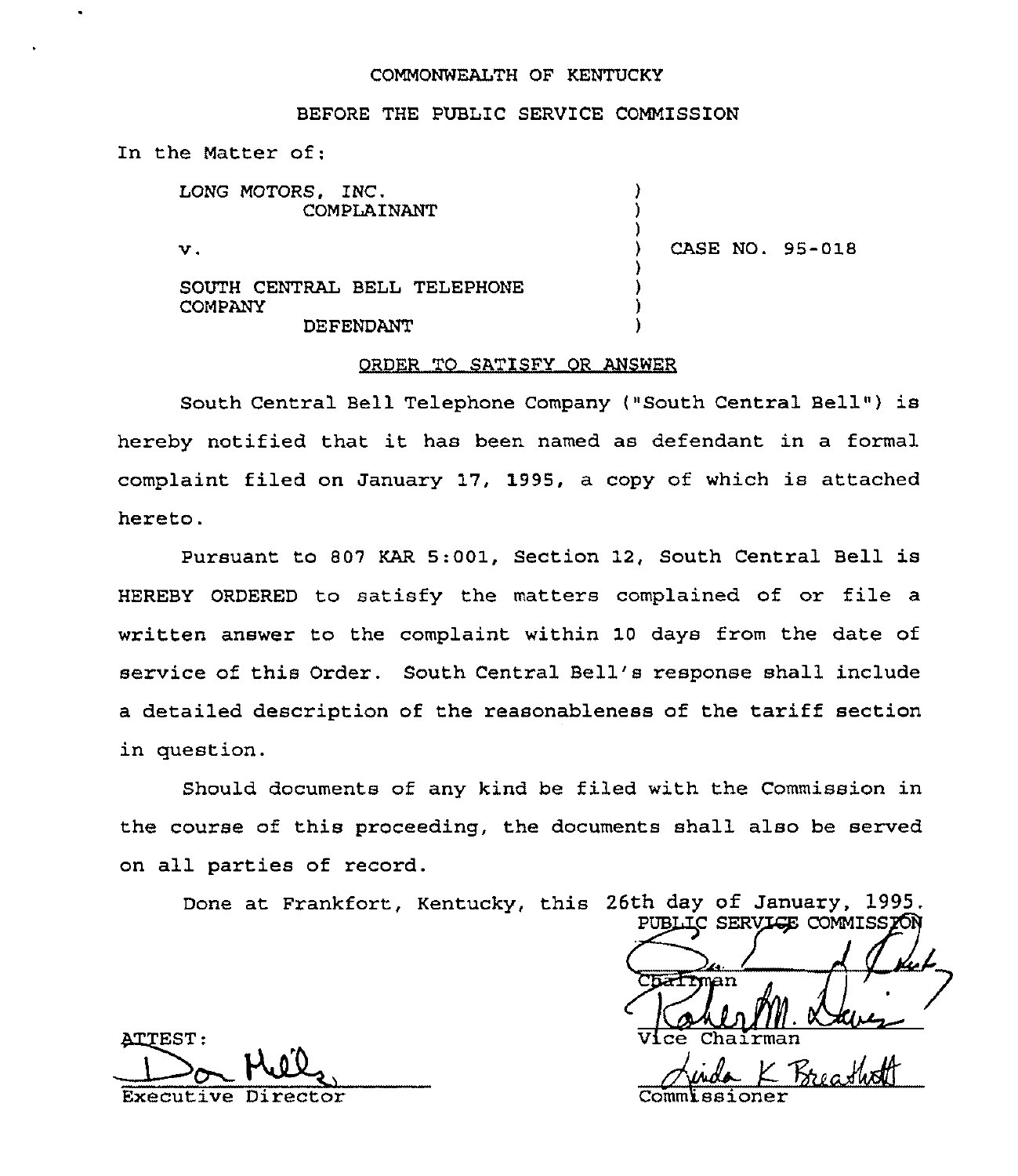COMMONWEALTH OF KENTUCKY

BEFORE THE PUBLIC SERVICE COMMISSION

In the Matter of:

| | | |
|---|---|---|
| LONG MOTORS, INC.<br>COMPLAINANT | ) | |
| v. | ) | CASE NO. 95-018 |
| SOUTH CENTRAL BELL TELEPHONE COMPANY<br>DEFENDANT | ) | |

ORDER TO SATISFY OR ANSWER

South Central Bell Telephone Company ("South Central Bell") is hereby notified that it has been named as defendant in a formal complaint filed on January 17, 1995, a copy of which is attached hereto.

Pursuant to 807 KAR 5:001, Section 12, South Central Bell is HEREBY ORDERED to satisfy the matters complained of or file a written answer to the complaint within 10 days from the date of service of this Order. South Central Bell's response shall include a detailed description of the reasonableness of the tariff section in question.

Should documents of any kind be filed with the Commission in the course of this proceeding, the documents shall also be served on all parties of record.

Done at Frankfort, Kentucky, this 26th day of January, 1995.

PUBLIC SERVICE COMMISSION

Chairman

Vice Chairman

Commissioner

ATTEST:

Executive Director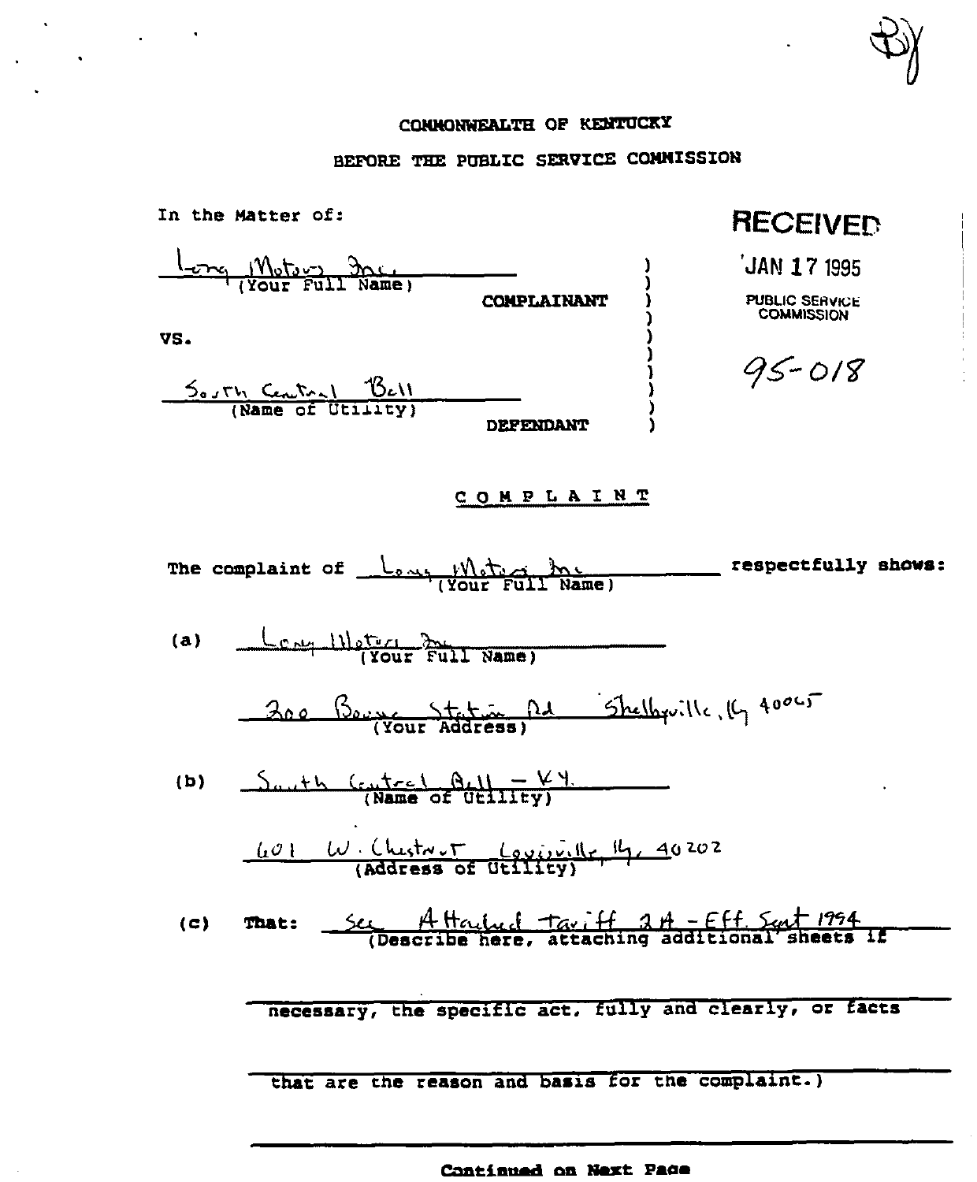COMMONWEALTH OF KENTUCKY

BEFORE THE PUBLIC SERVICE COMMISSION

In the Matter of:

| | | |
|---|---|---|
| Long Motors Inc. (Your Full Name) | COMPLAINANT | ) |
| VS. | | ) |
| South Central Bell (Name of Utility) | DEFENDANT | ) |

RECEIVED

JAN 17 1995

PUBLIC SERVICE COMMISSION

95-018

## COMPLAINT

The complaint of Long Motors Inc (Your Full Name) respectfully shows:

(a) Long Motors Inc (Your Full Name)

200 Boone Station Rd Shelbyville, Ky 40065 (Your Address)

(b) South Central Bell – KY. (Name of Utility)

601 W. Chestnut Louisville, Ky, 40202 (Address of Utility)

(c) That: See Attached tariff 2A – Eff. Sept 1994 (Describe here, attaching additional sheets if necessary, the specific act, fully and clearly, or facts that are the reason and basis for the complaint.)

Continued on Next Page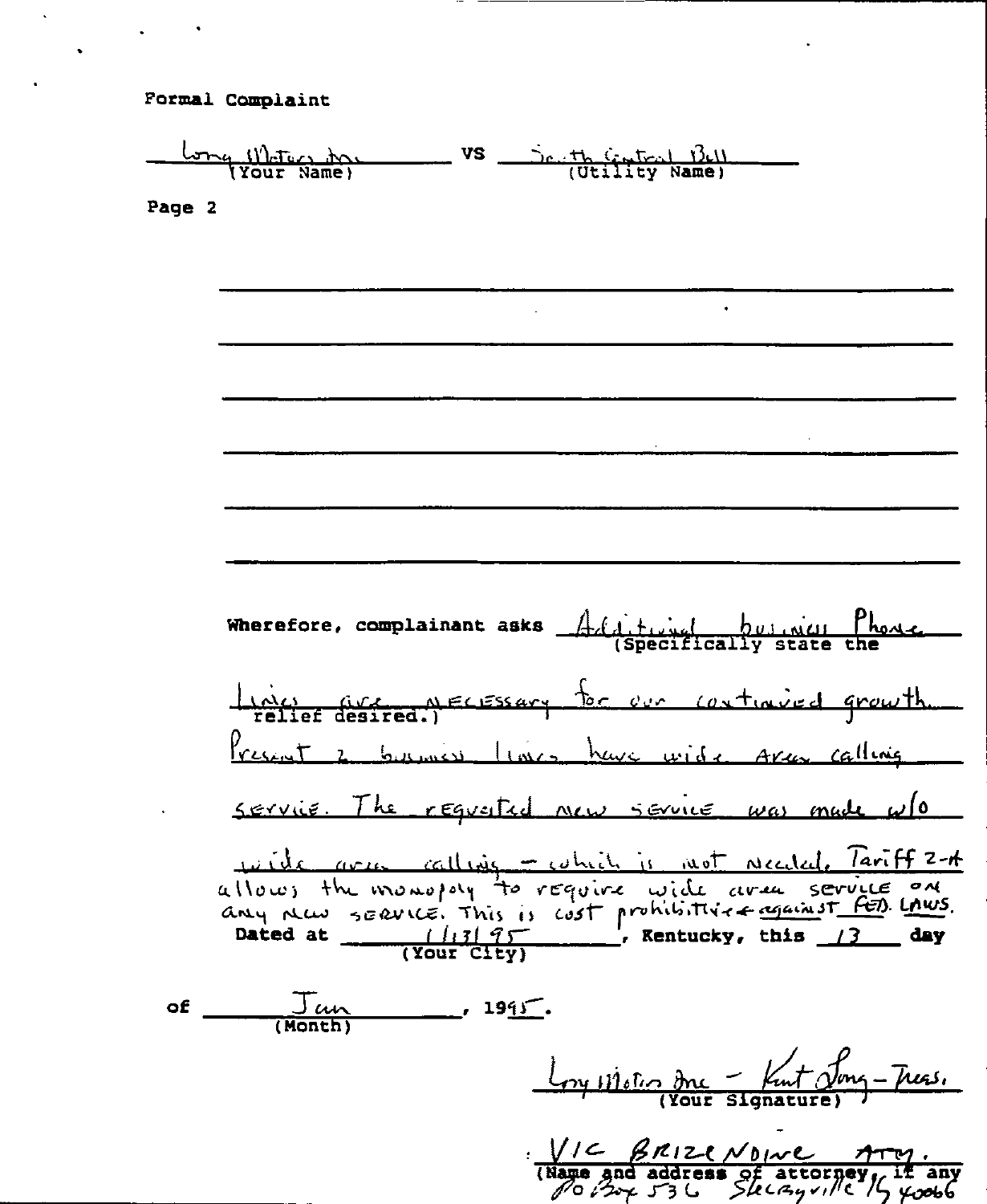Formal Complaint

Long Motors Inc VS South Central Bell
(Your Name) (Utility Name)

Page 2

\_\_\_\_\_\_\_\_\_\_\_\_\_\_\_\_\_\_\_\_\_\_\_\_\_\_\_\_\_\_\_\_\_\_\_\_\_\_\_\_

\_\_\_\_\_\_\_\_\_\_\_\_\_\_\_\_\_\_\_\_\_\_\_\_\_\_\_\_\_\_\_\_\_\_\_\_\_\_\_\_

\_\_\_\_\_\_\_\_\_\_\_\_\_\_\_\_\_\_\_\_\_\_\_\_\_\_\_\_\_\_\_\_\_\_\_\_\_\_\_\_

\_\_\_\_\_\_\_\_\_\_\_\_\_\_\_\_\_\_\_\_\_\_\_\_\_\_\_\_\_\_\_\_\_\_\_\_\_\_\_\_

\_\_\_\_\_\_\_\_\_\_\_\_\_\_\_\_\_\_\_\_\_\_\_\_\_\_\_\_\_\_\_\_\_\_\_\_\_\_\_\_

\_\_\_\_\_\_\_\_\_\_\_\_\_\_\_\_\_\_\_\_\_\_\_\_\_\_\_\_\_\_\_\_\_\_\_\_\_\_\_\_

Wherefore, complainant asks Additional business Phone (Specifically state the Lines are necessary for our continued growth relief desired.) Present 2 business lines have wide Area calling service. The requested new service was made w/o wide area calling - which is not needed. Tariff 2-A allows the monopoly to require wide area service on any new service. This is cost prohibitive & against FED. LAWS.

Dated at 1/13/95 (Your City), Kentucky, this 13 day of Jan (Month), 1995.

Long Motors Inc - Kent Long - Treas.
(Your Signature)

VIC BRIZENDINE ATTY.
(Name and address of attorney, if any)
PO Box 536 Shelbyville KY 40066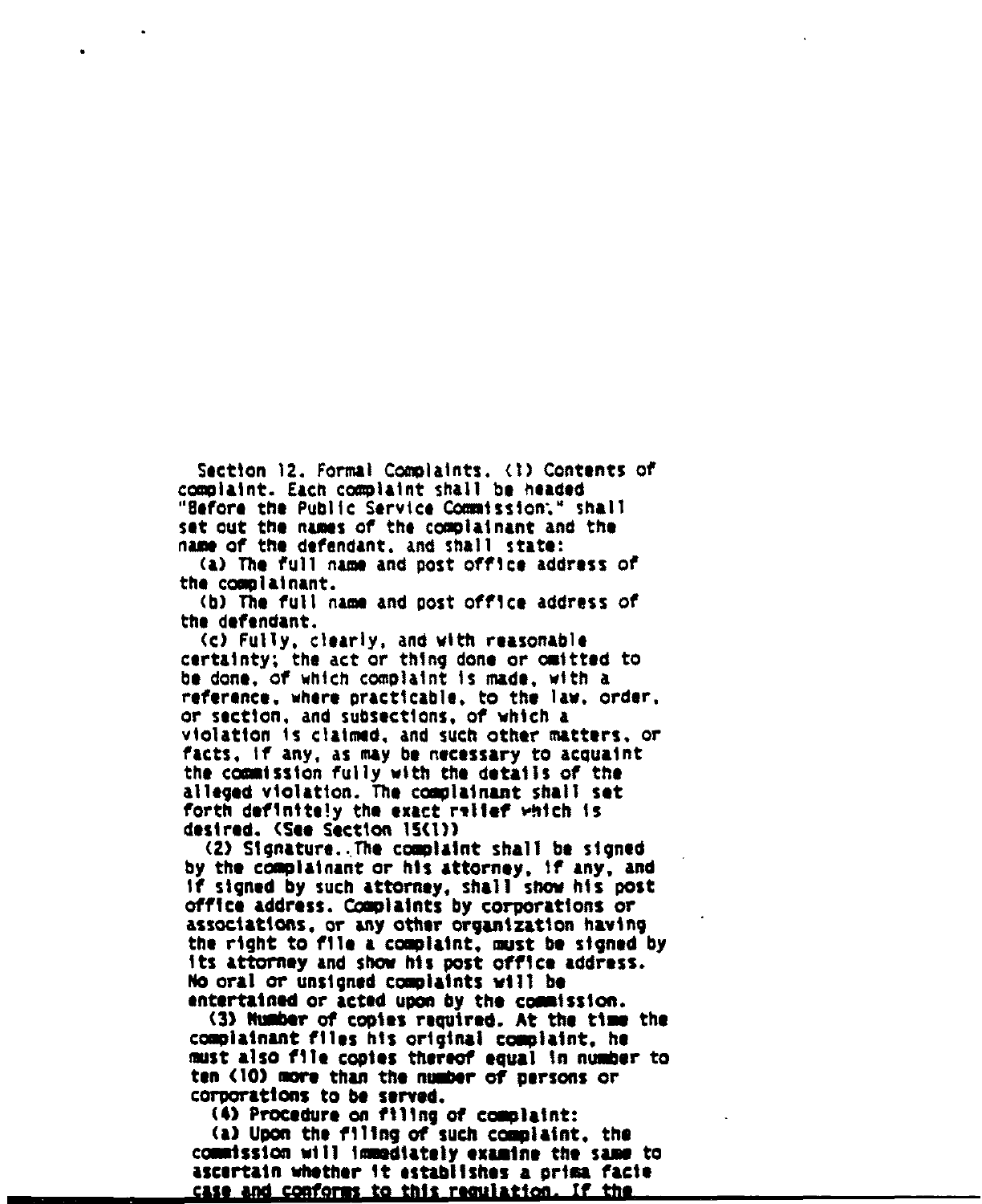Section 12. Formal Complaints. (1) Contents of complaint. Each complaint shall be headed "Before the Public Service Commission," shall set out the names of the complainant and the name of the defendant, and shall state:

(a) The full name and post office address of the complainant.

(b) The full name and post office address of the defendant.

(c) Fully, clearly, and with reasonable certainty; the act or thing done or omitted to be done, of which complaint is made, with a reference, where practicable, to the law, order, or section, and subsections, of which a violation is claimed, and such other matters, or facts, if any, as may be necessary to acquaint the commission fully with the details of the alleged violation. The complainant shall set forth definitely the exact relief which is desired. (See Section 15(1))

(2) Signature. The complaint shall be signed by the complainant or his attorney, if any, and if signed by such attorney, shall show his post office address. Complaints by corporations or associations, or any other organization having the right to file a complaint, must be signed by its attorney and show his post office address. No oral or unsigned complaints will be entertained or acted upon by the commission.

(3) Number of copies required. At the time the complainant files his original complaint, he must also file copies thereof equal in number to ten (10) more than the number of persons or corporations to be served.

(4) Procedure on filing of complaint:

(a) Upon the filing of such complaint, the commission will immediately examine the same to ascertain whether it establishes a prima facie case and conforms to this regulation. If the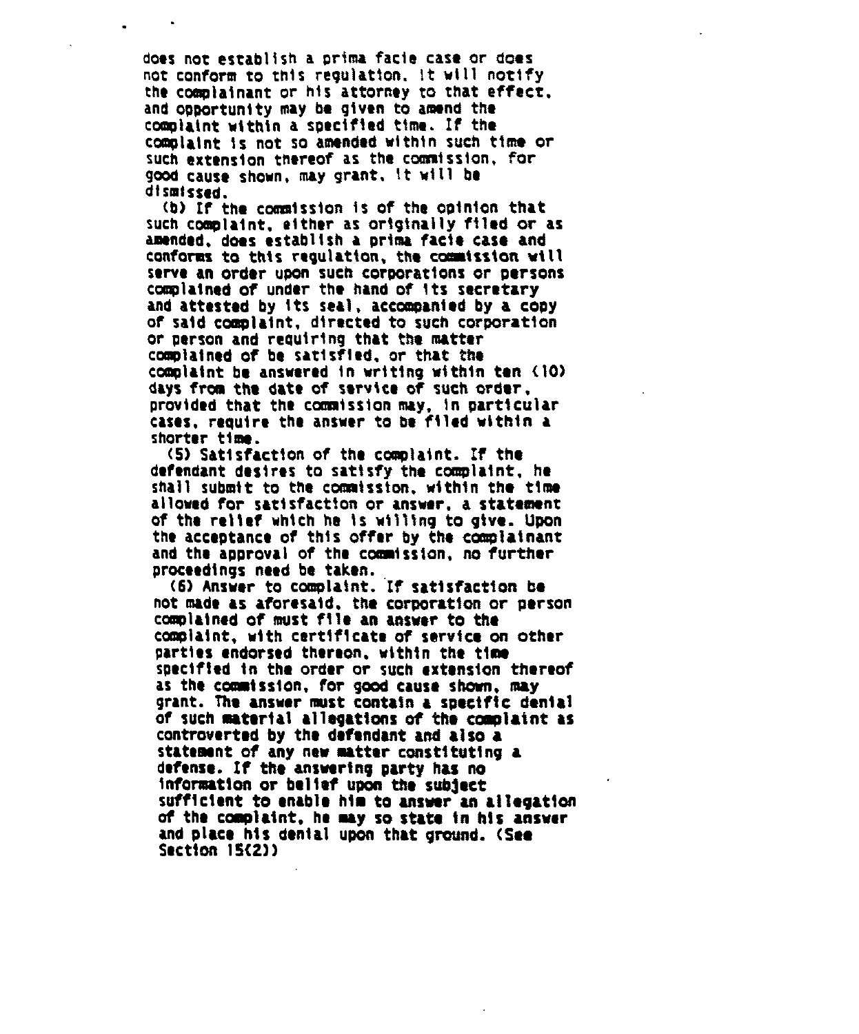does not establish a prima facie case or does not conform to this regulation, it will notify the complainant or his attorney to that effect, and opportunity may be given to amend the complaint within a specified time. If the complaint is not so amended within such time or such extension thereof as the commission, for good cause shown, may grant, it will be dismissed.

(b) If the commission is of the opinion that such complaint, either as originally filed or as amended, does establish a prima facie case and conforms to this regulation, the commission will serve an order upon such corporations or persons complained of under the hand of its secretary and attested by its seal, accompanied by a copy of said complaint, directed to such corporation or person and requiring that the matter complained of be satisfied, or that the complaint be answered in writing within ten (10) days from the date of service of such order, provided that the commission may, in particular cases, require the answer to be filed within a shorter time.

(5) Satisfaction of the complaint. If the defendant desires to satisfy the complaint, he shall submit to the commission, within the time allowed for satisfaction or answer, a statement of the relief which he is willing to give. Upon the acceptance of this offer by the complainant and the approval of the commission, no further proceedings need be taken.

(6) Answer to complaint. If satisfaction be not made as aforesaid, the corporation or person complained of must file an answer to the complaint, with certificate of service on other parties endorsed thereon, within the time specified in the order or such extension thereof as the commission, for good cause shown, may grant. The answer must contain a specific denial of such material allegations of the complaint as controverted by the defendant and also a statement of any new matter constituting a defense. If the answering party has no information or belief upon the subject sufficient to enable him to answer an allegation of the complaint, he may so state in his answer and place his denial upon that ground. (See Section 15(2))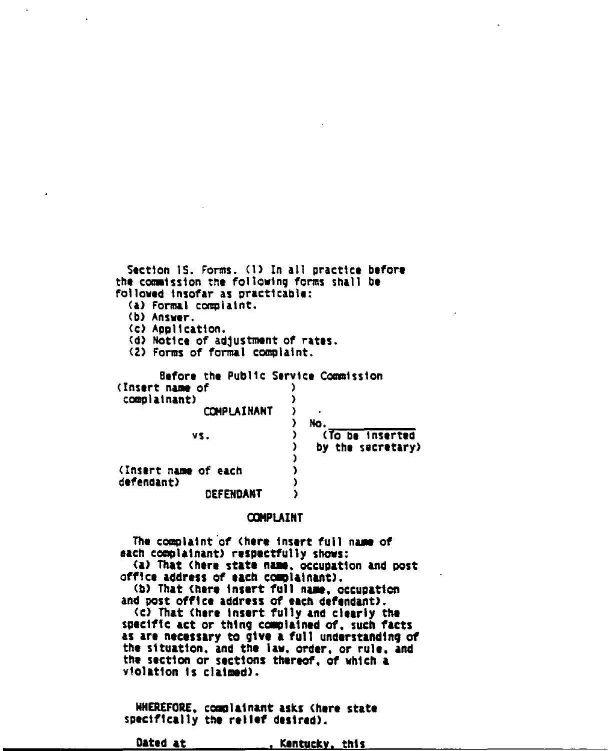Section 15. Forms. (1) In all practice before the commission the following forms shall be followed insofar as practicable:

(a) Formal complaint.

(b) Answer.

(c) Application.

(d) Notice of adjustment of rates.

(2) Forms of formal complaint.

Before the Public Service Commission

```
(Insert name of           )
 complainant)             )
            COMPLAINANT   )
                          )  No.____________
         vs.              )    (To be inserted
                          )    by the secretary)
                          )
(Insert name of each      )
defendant)                )
            DEFENDANT     )
```

COMPLAINT

The complaint of (here insert full name of each complainant) respectfully shows:

(a) That (here state name, occupation and post office address of each complainant).

(b) That (here insert full name, occupation and post office address of each defendant).

(c) That (here insert fully and clearly the specific act or thing complained of, such facts as are necessary to give a full understanding of the situation, and the law, order, or rule, and the section or sections thereof, of which a violation is claimed).

WHEREFORE, complainant asks (here state specifically the relief desired).

Dated at __________, Kentucky, this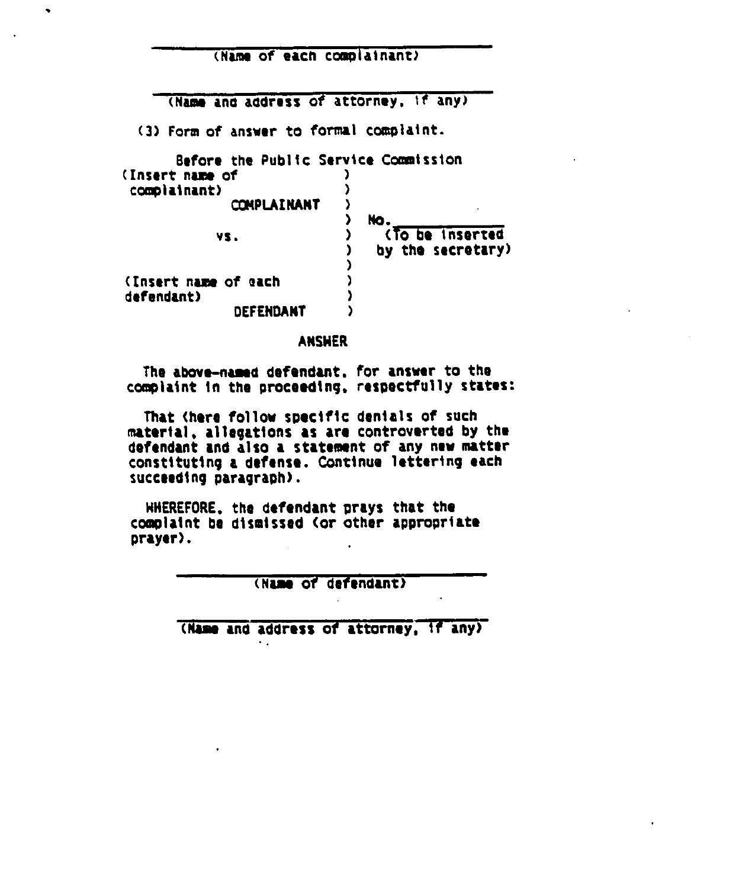\_\_\_\_\_\_\_\_\_\_\_\_\_\_\_\_\_\_\_\_\_\_\_\_\_\_\_\_\_\_\_\_\_\_\_\_
(Name of each complainant)

\_\_\_\_\_\_\_\_\_\_\_\_\_\_\_\_\_\_\_\_\_\_\_\_\_\_\_\_\_\_\_\_\_\_\_\_
(Name and address of attorney, if any)

(3) Form of answer to formal complaint.

Before the Public Service Commission

```
(Insert name of          )
 complainant)            )
          COMPLAINANT    )
                         )  No.______________
        vs.              )    (To be inserted
                         )    by the secretary)
                         )
(Insert name of each     )
defendant)               )
          DEFENDANT      )
```

**ANSWER**

The above-named defendant, for answer to the complaint in the proceeding, respectfully states:

That (here follow specific denials of such material, allegations as are controverted by the defendant and also a statement of any new matter constituting a defense. Continue lettering each succeeding paragraph).

WHEREFORE, the defendant prays that the complaint be dismissed (or other appropriate prayer).

\_\_\_\_\_\_\_\_\_\_\_\_\_\_\_\_\_\_\_\_\_\_\_\_\_\_\_\_\_\_\_\_\_\_\_\_
(Name of defendant)

\_\_\_\_\_\_\_\_\_\_\_\_\_\_\_\_\_\_\_\_\_\_\_\_\_\_\_\_\_\_\_\_\_\_\_\_
(Name and address of attorney, if any)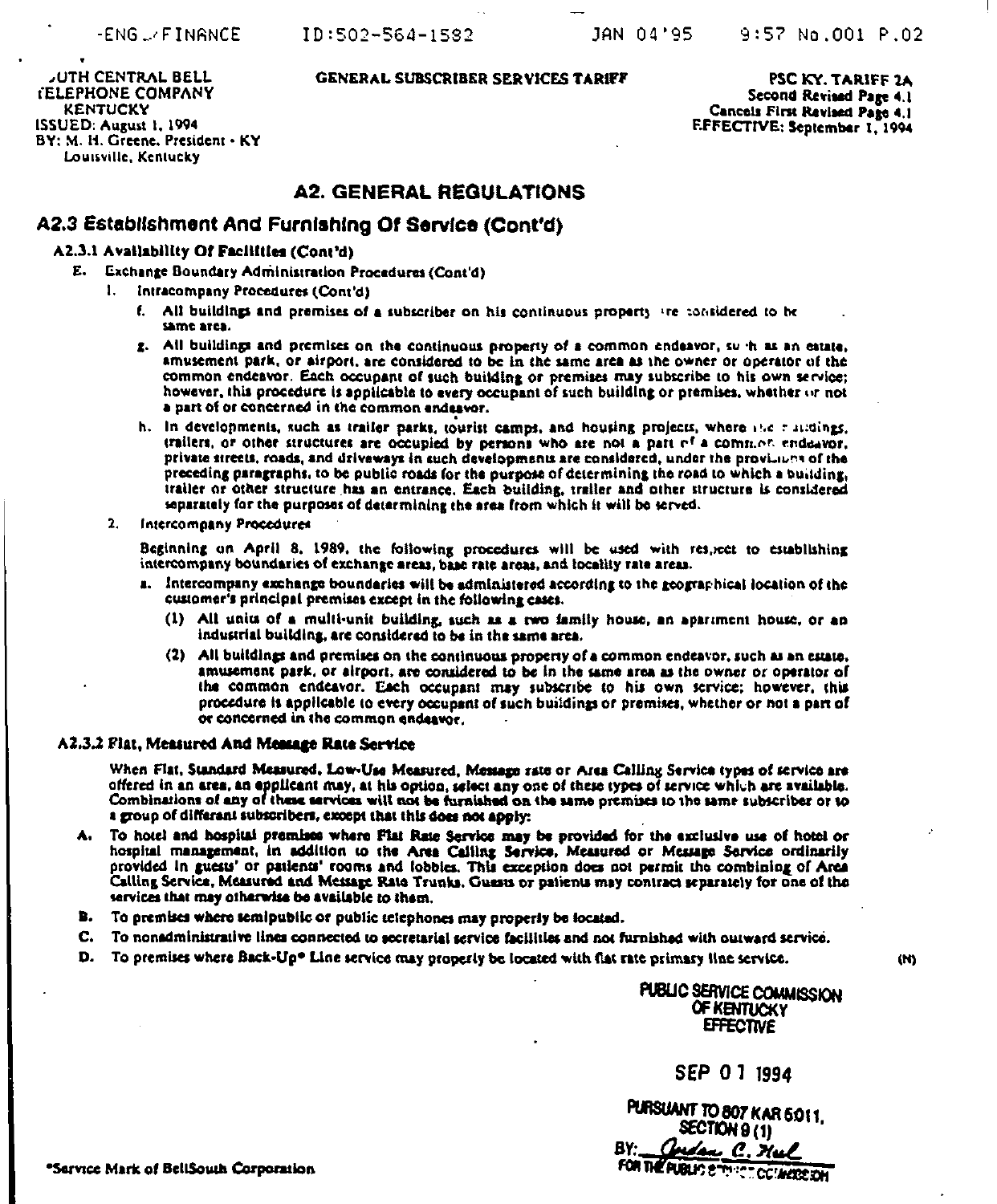SOUTH CENTRAL BELL TELEPHONE COMPANY
KENTUCKY
ISSUED: August 1, 1994
BY: M. H. Greene, President - KY
Louisville, Kentucky

GENERAL SUBSCRIBER SERVICES TARIFF

PSC KY. TARIFF 2A
Second Revised Page 4.1
Cancels First Revised Page 4.1
EFFECTIVE: September 1, 1994

# A2. GENERAL REGULATIONS

## A2.3 Establishment And Furnishing Of Service (Cont'd)

### A2.3.1 Availability Of Facilities (Cont'd)

E. Exchange Boundary Administration Procedures (Cont'd)

1. Intracompany Procedures (Cont'd)

   f. All buildings and premises of a subscriber on his continuous property are considered to be same area.

   g. All buildings and premises on the continuous property of a common endeavor, such as an estate, amusement park, or airport, are considered to be in the same area as the owner or operator of the common endeavor. Each occupant of such building or premises may subscribe to his own service; however, this procedure is applicable to every occupant of such building or premises, whether or not a part of or concerned in the common endeavor.

   h. In developments, such as trailer parks, tourist camps, and housing projects, where the buildings, trailers, or other structures are occupied by persons who are not a part of a common endeavor, private streets, roads, and driveways in such developments are considered, under the provisions of the preceding paragraphs, to be public roads for the purpose of determining the road to which a building, trailer or other structure has an entrance. Each building, trailer and other structure is considered separately for the purposes of determining the area from which it will be served.

2. Intercompany Procedures

   Beginning on April 8, 1989, the following procedures will be used with respect to establishing intercompany boundaries of exchange areas, base rate areas, and locality rate areas.

   a. Intercompany exchange boundaries will be administered according to the geographical location of the customer's principal premises except in the following cases.

      (1) All units of a multi-unit building, such as a two family house, an apartment house, or an industrial building, are considered to be in the same area.

      (2) All buildings and premises on the continuous property of a common endeavor, such as an estate, amusement park, or airport, are considered to be in the same area as the owner or operator of the common endeavor. Each occupant may subscribe to his own service; however, this procedure is applicable to every occupant of such buildings or premises, whether or not a part of or concerned in the common endeavor.

### A2.3.2 Flat, Measured And Message Rate Service

When Flat, Standard Measured, Low-Use Measured, Message rate or Area Calling Service types of service are offered in an area, an applicant may, at his option, select any one of these types of service which are available. Combinations of any of these services will not be furnished on the same premises to the same subscriber or to a group of different subscribers, except that this does not apply:

A. To hotel and hospital premises where Flat Rate Service may be provided for the exclusive use of hotel or hospital management, in addition to the Area Calling Service, Measured or Message Service ordinarily provided in guests' or patients' rooms and lobbies. This exception does not permit the combining of Area Calling Service, Measured and Message Rate Trunks. Guests or patients may contract separately for one of the services that may otherwise be available to them.

B. To premises where semipublic or public telephones may properly be located.

C. To nonadministrative lines connected to secretarial service facilities and not furnished with outward service.

D. To premises where Back-Up* Line service may properly be located with flat rate primary line service. (N)

PUBLIC SERVICE COMMISSION
OF KENTUCKY
EFFECTIVE

SEP 01 1994

PURSUANT TO 807 KAR 5:011,
SECTION 9 (1)
BY: Jordan C. Neel
FOR THE PUBLIC SERVICE COMMISSION

*Service Mark of BellSouth Corporation